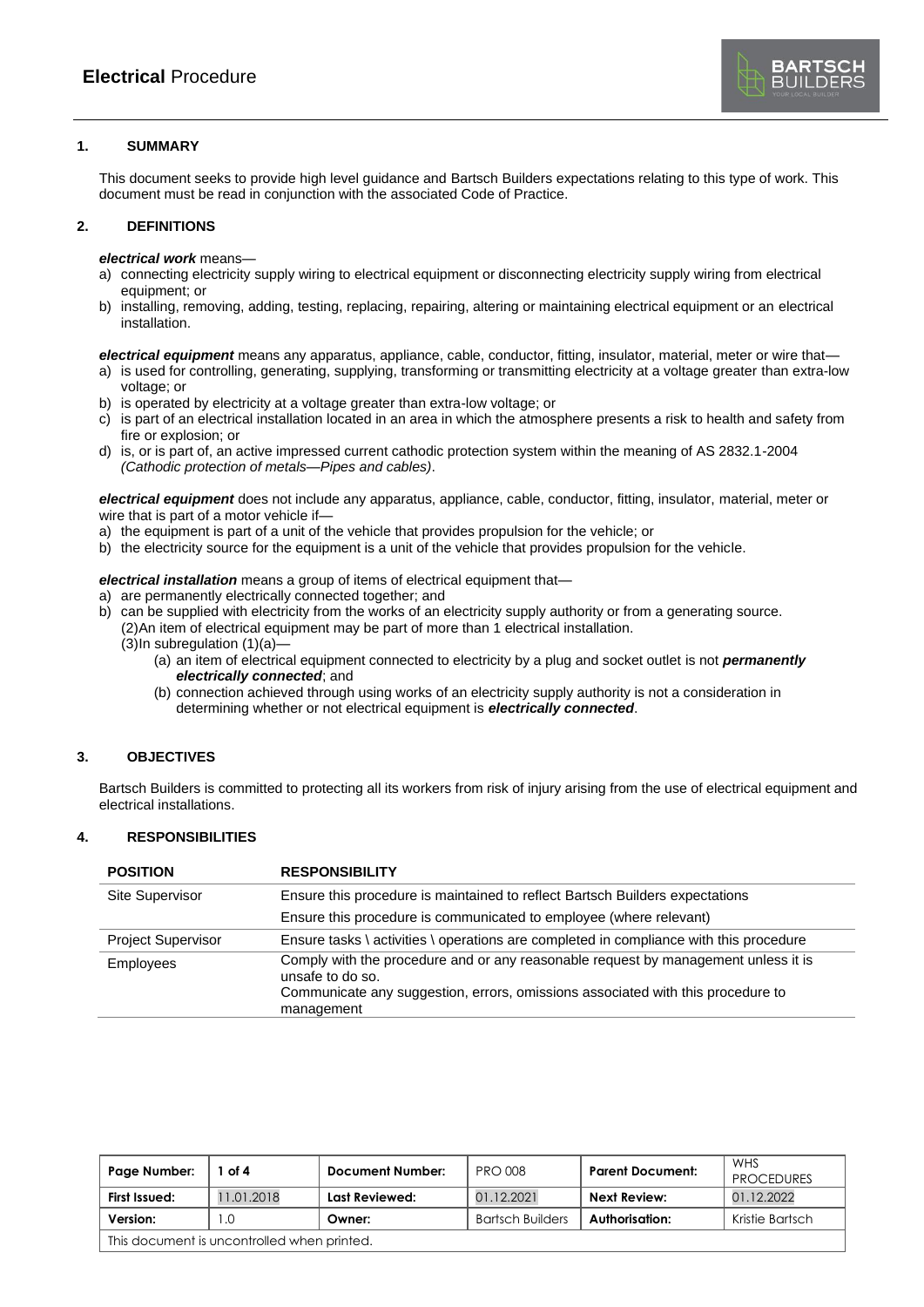# **Electrical** Procedure

## 1. SUMMARY

This document seeks to provide high level guidance and Bartsch Builders expectations relating to this type of work. This document must be read in conjunction with the associated Code of Practice.

## 2. DEFINITIONS

***electrical work*** means—

a) connecting electricity supply wiring to electrical equipment or disconnecting electricity supply wiring from electrical equipment; or
b) installing, removing, adding, testing, replacing, repairing, altering or maintaining electrical equipment or an electrical installation.

***electrical equipment*** means any apparatus, appliance, cable, conductor, fitting, insulator, material, meter or wire that—

a) is used for controlling, generating, supplying, transforming or transmitting electricity at a voltage greater than extra-low voltage; or
b) is operated by electricity at a voltage greater than extra-low voltage; or
c) is part of an electrical installation located in an area in which the atmosphere presents a risk to health and safety from fire or explosion; or
d) is, or is part of, an active impressed current cathodic protection system within the meaning of AS 2832.1-2004 *(Cathodic protection of metals—Pipes and cables)*.

***electrical equipment*** does not include any apparatus, appliance, cable, conductor, fitting, insulator, material, meter or wire that is part of a motor vehicle if—

a) the equipment is part of a unit of the vehicle that provides propulsion for the vehicle; or
b) the electricity source for the equipment is a unit of the vehicle that provides propulsion for the vehicle.

***electrical installation*** means a group of items of electrical equipment that—

a) are permanently electrically connected together; and
b) can be supplied with electricity from the works of an electricity supply authority or from a generating source.
   (2)An item of electrical equipment may be part of more than 1 electrical installation.
   (3)In subregulation (1)(a)—
      (a) an item of electrical equipment connected to electricity by a plug and socket outlet is not ***permanently electrically connected***; and
      (b) connection achieved through using works of an electricity supply authority is not a consideration in determining whether or not electrical equipment is ***electrically connected***.

## 3. OBJECTIVES

Bartsch Builders is committed to protecting all its workers from risk of injury arising from the use of electrical equipment and electrical installations.

## 4. RESPONSIBILITIES

| POSITION | RESPONSIBILITY |
|---|---|
| Site Supervisor | Ensure this procedure is maintained to reflect Bartsch Builders expectations |
| | Ensure this procedure is communicated to employee (where relevant) |
| Project Supervisor | Ensure tasks \ activities \ operations are completed in compliance with this procedure |
| Employees | Comply with the procedure and or any reasonable request by management unless it is unsafe to do so.<br>Communicate any suggestion, errors, omissions associated with this procedure to management |

| Page Number: | 1 of 4 | Document Number: | PRO 008 | Parent Document: | WHS PROCEDURES |
|---|---|---|---|---|---|
| First Issued: | 11.01.2018 | Last Reviewed: | 01.12.2021 | Next Review: | 01.12.2022 |
| Version: | 1.0 | Owner: | Bartsch Builders | Authorisation: | Kristie Bartsch |
| This document is uncontrolled when printed. | | | | | |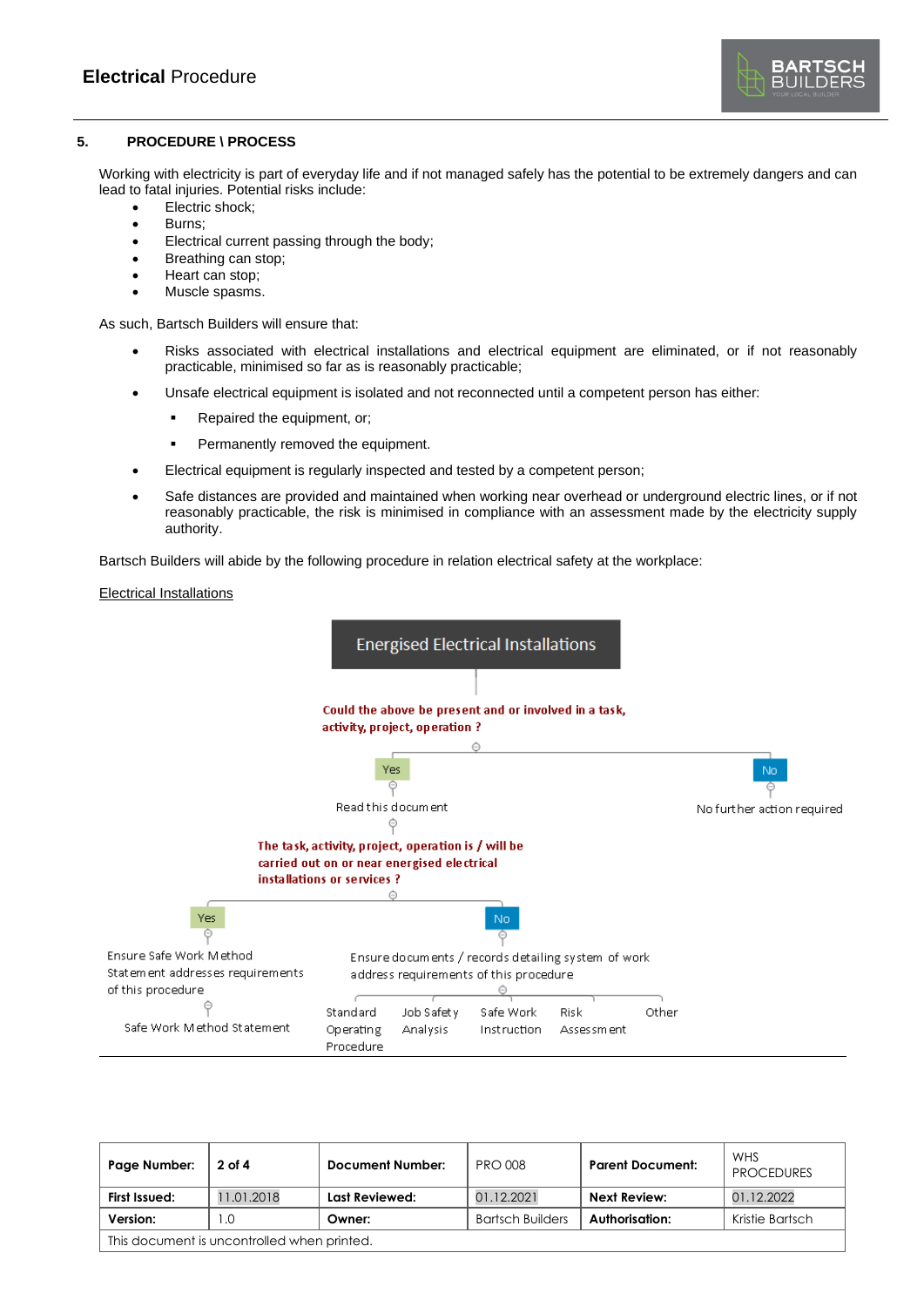## 5. PROCEDURE \ PROCESS

Working with electricity is part of everyday life and if not managed safely has the potential to be extremely dangers and can lead to fatal injuries. Potential risks include:

- Electric shock;
- Burns;
- Electrical current passing through the body;
- Breathing can stop;
- Heart can stop;
- Muscle spasms.

As such, Bartsch Builders will ensure that:

- Risks associated with electrical installations and electrical equipment are eliminated, or if not reasonably practicable, minimised so far as is reasonably practicable;
- Unsafe electrical equipment is isolated and not reconnected until a competent person has either:
  - Repaired the equipment, or;
  - Permanently removed the equipment.
- Electrical equipment is regularly inspected and tested by a competent person;
- Safe distances are provided and maintained when working near overhead or underground electric lines, or if not reasonably practicable, the risk is minimised in compliance with an assessment made by the electricity supply authority.

Bartsch Builders will abide by the following procedure in relation electrical safety at the workplace:

<u>Electrical Installations</u>

**Energised Electrical Installations**

**Could the above be present and or involved in a task, activity, project, operation ?**

- **Yes** → Read this document
  - **The task, activity, project, operation is / will be carried out on or near energised electrical installations or services ?**
    - **Yes** → Ensure Safe Work Method Statement addresses requirements of this procedure
      - Safe Work Method Statement
    - **No** → Ensure documents / records detailing system of work address requirements of this procedure
      - Standard Operating Procedure
      - Job Safety Analysis
      - Safe Work Instruction
      - Risk Assessment
      - Other
- **No** → No further action required

| Page Number: | 2 of 4 | Document Number: | PRO 008 | Parent Document: | WHS PROCEDURES |
|---|---|---|---|---|---|
| First Issued: | 11.01.2018 | Last Reviewed: | 01.12.2021 | Next Review: | 01.12.2022 |
| Version: | 1.0 | Owner: | Bartsch Builders | Authorisation: | Kristie Bartsch |
| This document is uncontrolled when printed. | | | | | |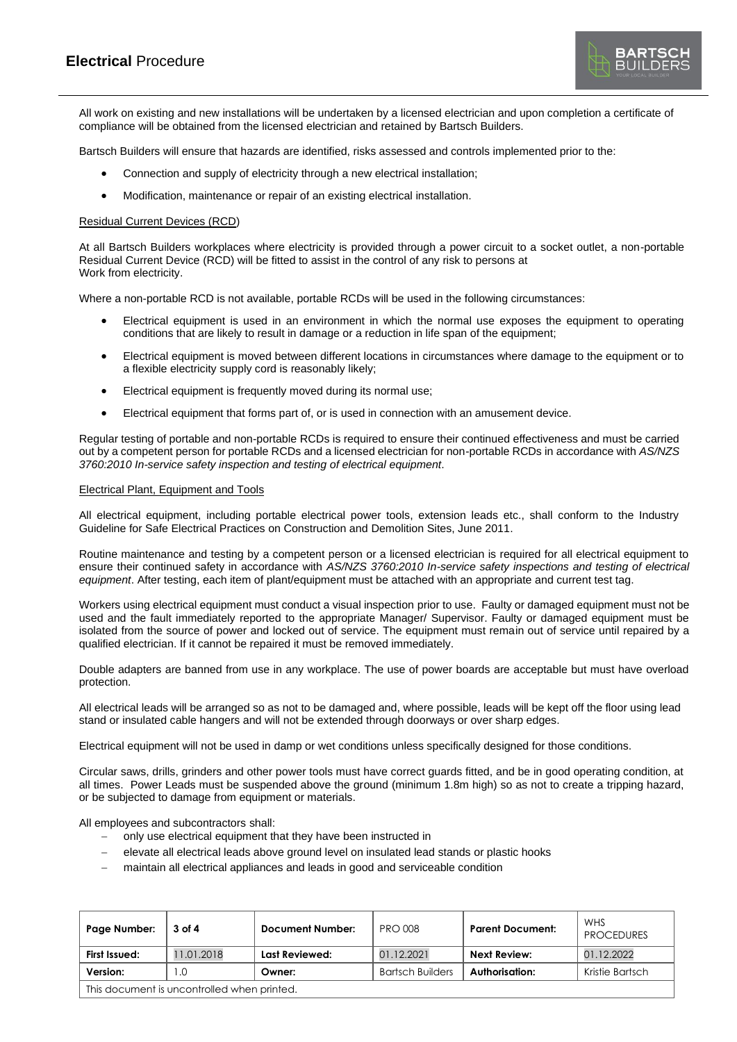All work on existing and new installations will be undertaken by a licensed electrician and upon completion a certificate of compliance will be obtained from the licensed electrician and retained by Bartsch Builders.

Bartsch Builders will ensure that hazards are identified, risks assessed and controls implemented prior to the:

- Connection and supply of electricity through a new electrical installation;
- Modification, maintenance or repair of an existing electrical installation.

<u>Residual Current Devices (RCD)</u>

At all Bartsch Builders workplaces where electricity is provided through a power circuit to a socket outlet, a non-portable Residual Current Device (RCD) will be fitted to assist in the control of any risk to persons at Work from electricity.

Where a non-portable RCD is not available, portable RCDs will be used in the following circumstances:

- Electrical equipment is used in an environment in which the normal use exposes the equipment to operating conditions that are likely to result in damage or a reduction in life span of the equipment;
- Electrical equipment is moved between different locations in circumstances where damage to the equipment or to a flexible electricity supply cord is reasonably likely;
- Electrical equipment is frequently moved during its normal use;
- Electrical equipment that forms part of, or is used in connection with an amusement device.

Regular testing of portable and non-portable RCDs is required to ensure their continued effectiveness and must be carried out by a competent person for portable RCDs and a licensed electrician for non-portable RCDs in accordance with *AS/NZS 3760:2010 In-service safety inspection and testing of electrical equipment*.

<u>Electrical Plant, Equipment and Tools</u>

All electrical equipment, including portable electrical power tools, extension leads etc., shall conform to the Industry Guideline for Safe Electrical Practices on Construction and Demolition Sites, June 2011.

Routine maintenance and testing by a competent person or a licensed electrician is required for all electrical equipment to ensure their continued safety in accordance with *AS/NZS 3760:2010 In-service safety inspections and testing of electrical equipment*. After testing, each item of plant/equipment must be attached with an appropriate and current test tag.

Workers using electrical equipment must conduct a visual inspection prior to use. Faulty or damaged equipment must not be used and the fault immediately reported to the appropriate Manager/ Supervisor. Faulty or damaged equipment must be isolated from the source of power and locked out of service. The equipment must remain out of service until repaired by a qualified electrician. If it cannot be repaired it must be removed immediately.

Double adapters are banned from use in any workplace. The use of power boards are acceptable but must have overload protection.

All electrical leads will be arranged so as not to be damaged and, where possible, leads will be kept off the floor using lead stand or insulated cable hangers and will not be extended through doorways or over sharp edges.

Electrical equipment will not be used in damp or wet conditions unless specifically designed for those conditions.

Circular saws, drills, grinders and other power tools must have correct guards fitted, and be in good operating condition, at all times. Power Leads must be suspended above the ground (minimum 1.8m high) so as not to create a tripping hazard, or be subjected to damage from equipment or materials.

All employees and subcontractors shall:

- only use electrical equipment that they have been instructed in
- elevate all electrical leads above ground level on insulated lead stands or plastic hooks
- maintain all electrical appliances and leads in good and serviceable condition

| Page Number: | 3 of 4 | Document Number: | PRO 008 | Parent Document: | WHS PROCEDURES |
|---|---|---|---|---|---|
| First Issued: | 11.01.2018 | Last Reviewed: | 01.12.2021 | Next Review: | 01.12.2022 |
| Version: | 1.0 | Owner: | Bartsch Builders | Authorisation: | Kristie Bartsch |
| This document is uncontrolled when printed. | | | | | |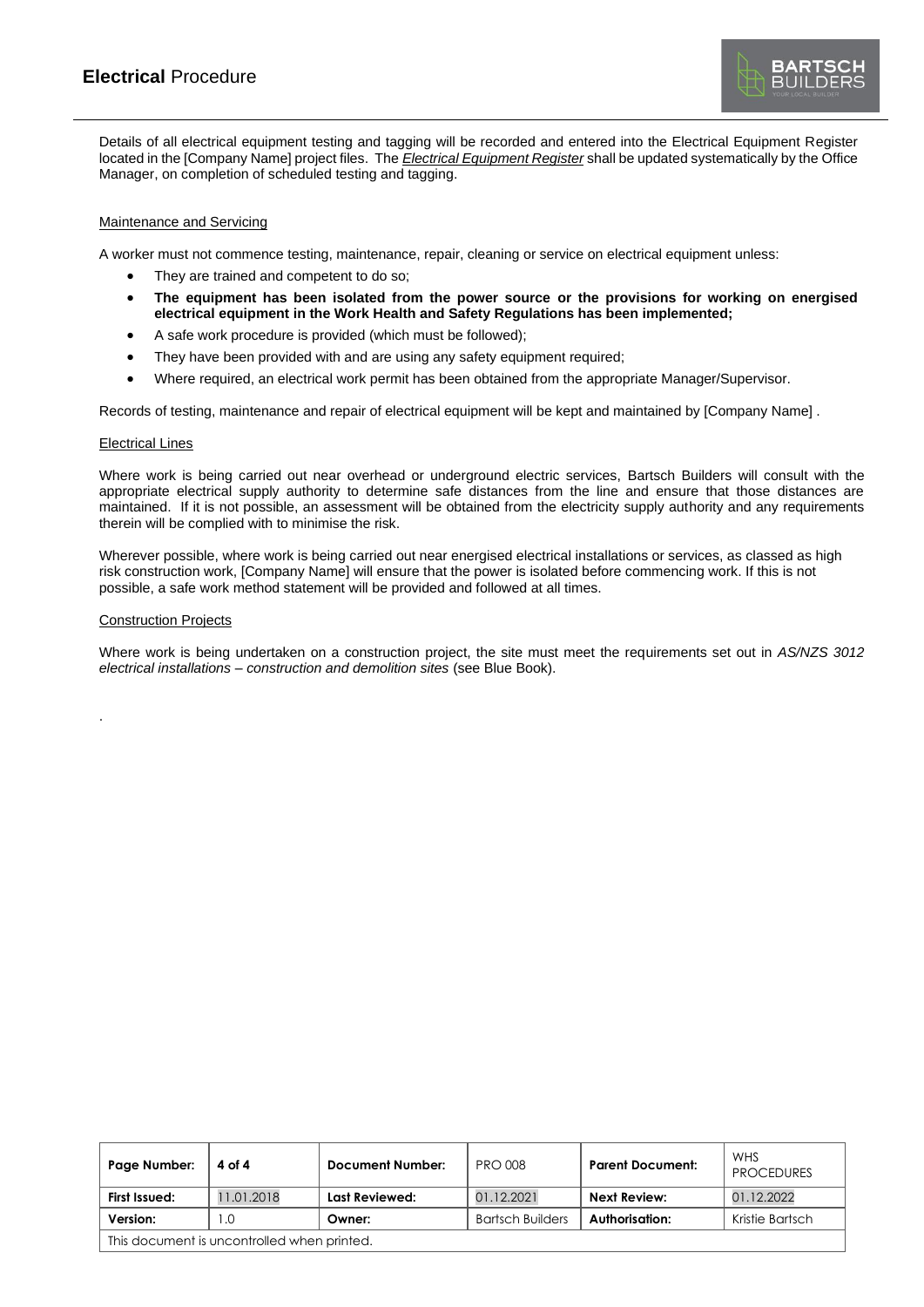Details of all electrical equipment testing and tagging will be recorded and entered into the Electrical Equipment Register located in the [Company Name] project files. The ***Electrical Equipment Register*** shall be updated systematically by the Office Manager, on completion of scheduled testing and tagging.

Maintenance and Servicing

A worker must not commence testing, maintenance, repair, cleaning or service on electrical equipment unless:

- They are trained and competent to do so;
- **The equipment has been isolated from the power source or the provisions for working on energised electrical equipment in the Work Health and Safety Regulations has been implemented;**
- A safe work procedure is provided (which must be followed);
- They have been provided with and are using any safety equipment required;
- Where required, an electrical work permit has been obtained from the appropriate Manager/Supervisor.

Records of testing, maintenance and repair of electrical equipment will be kept and maintained by [Company Name] .

Electrical Lines

Where work is being carried out near overhead or underground electric services, Bartsch Builders will consult with the appropriate electrical supply authority to determine safe distances from the line and ensure that those distances are maintained. If it is not possible, an assessment will be obtained from the electricity supply authority and any requirements therein will be complied with to minimise the risk.

Wherever possible, where work is being carried out near energised electrical installations or services, as classed as high risk construction work, [Company Name] will ensure that the power is isolated before commencing work. If this is not possible, a safe work method statement will be provided and followed at all times.

Construction Projects

Where work is being undertaken on a construction project, the site must meet the requirements set out in *AS/NZS 3012 electrical installations – construction and demolition sites* (see Blue Book).

.

| Page Number: | 4 of 4 | Document Number: | PRO 008 | Parent Document: | WHS PROCEDURES |
|---|---|---|---|---|---|
| First Issued: | 11.01.2018 | Last Reviewed: | 01.12.2021 | Next Review: | 01.12.2022 |
| Version: | 1.0 | Owner: | Bartsch Builders | Authorisation: | Kristie Bartsch |
| This document is uncontrolled when printed. | | | | | |